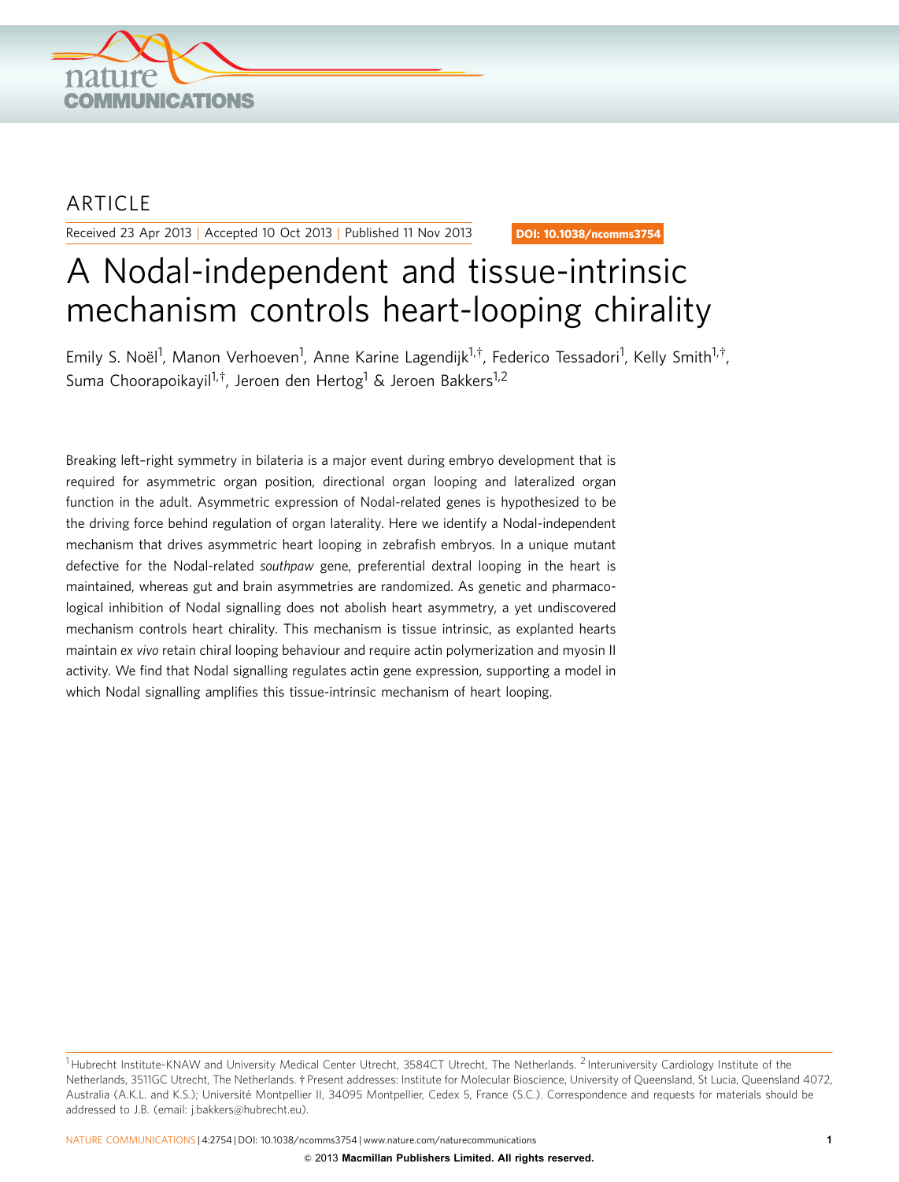ARTICLE

Received 23 Apr 2013 | Accepted 10 Oct 2013 | Published 11 Nov 2013

DOI: 10.1038/ncomms3754

# A Nodal-independent and tissue-intrinsic mechanism controls heart-looping chirality

Emily S. Noël[1], Manon Verhoeven[1], Anne Karine Lagendijk[1,†], Federico Tessadori[1], Kelly Smith[1,†], Suma Choorapoikayil[1,†], Jeroen den Hertog[1] & Jeroen Bakkers[1,2]

Breaking left–right symmetry in bilateria is a major event during embryo development that is required for asymmetric organ position, directional organ looping and lateralized organ function in the adult. Asymmetric expression of Nodal-related genes is hypothesized to be the driving force behind regulation of organ laterality. Here we identify a Nodal-independent mechanism that drives asymmetric heart looping in zebrafish embryos. In a unique mutant defective for the Nodal-related *southpaw* gene, preferential dextral looping in the heart is maintained, whereas gut and brain asymmetries are randomized. As genetic and pharmacological inhibition of Nodal signalling does not abolish heart asymmetry, a yet undiscovered mechanism controls heart chirality. This mechanism is tissue intrinsic, as explanted hearts maintain *ex vivo* retain chiral looping behaviour and require actin polymerization and myosin II activity. We find that Nodal signalling regulates actin gene expression, supporting a model in which Nodal signalling amplifies this tissue-intrinsic mechanism of heart looping.

[1] Hubrecht Institute-KNAW and University Medical Center Utrecht, 3584CT Utrecht, The Netherlands. [2] Interuniversity Cardiology Institute of the Netherlands, 3511GC Utrecht, The Netherlands. † Present addresses: Institute for Molecular Bioscience, University of Queensland, St Lucia, Queensland 4072, Australia (A.K.L. and K.S.); Université Montpellier II, 34095 Montpellier, Cedex 5, France (S.C.). Correspondence and requests for materials should be addressed to J.B. (email: j.bakkers@hubrecht.eu).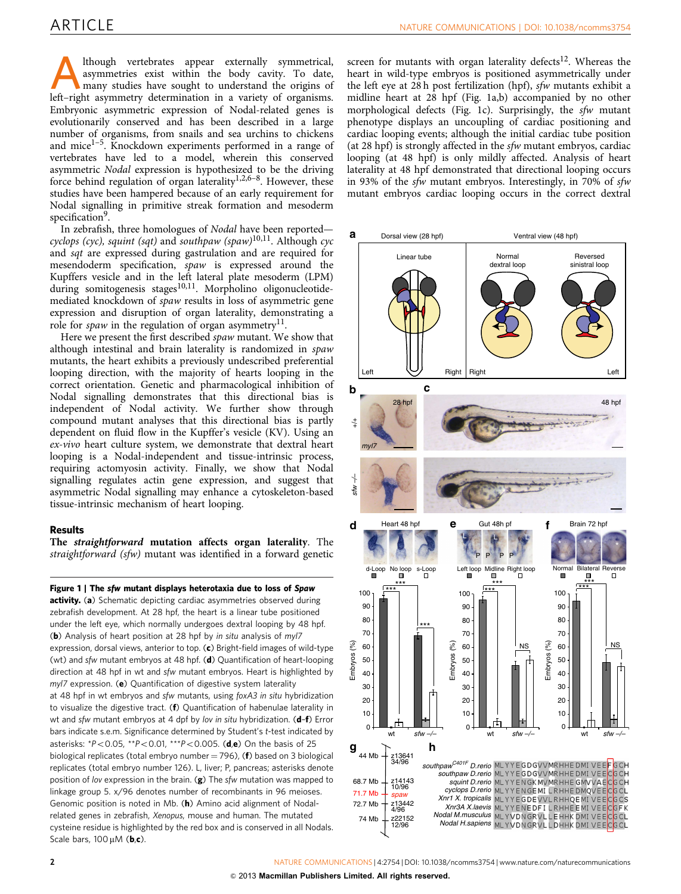Although vertebrates appear externally symmetrical, asymmetries exist within the body cavity. To date, many studies have sought to understand the origins of left–right asymmetry determination in a variety of organisms. Embryonic asymmetric expression of Nodal-related genes is evolutionarily conserved and has been described in a large number of organisms, from snails and sea urchins to chickens and mice[1–5]. Knockdown experiments performed in a range of vertebrates have led to a model, wherein this conserved asymmetric *Nodal* expression is hypothesized to be the driving force behind regulation of organ laterality[1,2,6–8]. However, these studies have been hampered because of an early requirement for Nodal signalling in primitive streak formation and mesoderm specification[9].

In zebrafish, three homologues of *Nodal* have been reported—*cyclops (cyc), squint (sqt)* and *southpaw (spaw)*[10,11]. Although *cyc* and *sqt* are expressed during gastrulation and are required for mesendoderm specification, *spaw* is expressed around the Kupffers vesicle and in the left lateral plate mesoderm (LPM) during somitogenesis stages[10,11]. Morpholino oligonucleotide-mediated knockdown of *spaw* results in loss of asymmetric gene expression and disruption of organ laterality, demonstrating a role for *spaw* in the regulation of organ asymmetry[11].

Here we present the first described *spaw* mutant. We show that although intestinal and brain laterality is randomized in *spaw* mutants, the heart exhibits a previously undescribed preferential looping direction, with the majority of hearts looping in the correct orientation. Genetic and pharmacological inhibition of Nodal signalling demonstrates that this directional bias is independent of Nodal activity. We further show through compound mutant analyses that this directional bias is partly dependent on fluid flow in the Kupffer's vesicle (KV). Using an *ex-vivo* heart culture system, we demonstrate that dextral heart looping is a Nodal-independent and tissue-intrinsic process, requiring actomyosin activity. Finally, we show that Nodal signalling regulates actin gene expression, and suggest that asymmetric Nodal signalling may enhance a cytoskeleton-based tissue-intrinsic mechanism of heart looping.

## Results

**The *straightforward* mutation affects organ laterality.** The *straightforward (sfw)* mutant was identified in a forward genetic screen for mutants with organ laterality defects[12]. Whereas the heart in wild-type embryos is positioned asymmetrically under the left eye at 28 h post fertilization (hpf), *sfw* mutants exhibit a midline heart at 28 hpf (Fig. 1a,b) accompanied by no other morphological defects (Fig. 1c). Surprisingly, the *sfw* mutant phenotype displays an uncoupling of cardiac positioning and cardiac looping events; although the initial cardiac tube position (at 28 hpf) is strongly affected in the *sfw* mutant embryos, cardiac looping (at 48 hpf) is only mildly affected. Analysis of heart laterality at 48 hpf demonstrated that directional looping occurs in 93% of the *sfw* mutant embryos. Interestingly, in 70% of *sfw* mutant embryos cardiac looping occurs in the correct dextral

**Figure 1 | The *sfw* mutant displays heterotaxia due to loss of *Spaw* activity.** (**a**) Schematic depicting cardiac asymmetries observed during zebrafish development. At 28 hpf, the heart is a linear tube positioned under the left eye, which normally undergoes dextral looping by 48 hpf. (**b**) Analysis of heart position at 28 hpf by *in situ* analysis of *myl7* expression, dorsal views, anterior to top. (**c**) Bright-field images of wild-type (wt) and *sfw* mutant embryos at 48 hpf. (**d**) Quantification of heart-looping direction at 48 hpf in wt and *sfw* mutant embryos. Heart is highlighted by *myl7* expression. (**e**) Quantification of digestive system laterality at 48 hpf in wt embryos and *sfw* mutants, using *foxA3 in situ* hybridization to visualize the digestive tract. (**f**) Quantification of habenulae laterality in wt and *sfw* mutant embryos at 4 dpf by *lov in situ* hybridization. (**d**–**f**) Error bars indicate s.e.m. Significance determined by Student's *t*-test indicated by asterisks: \*$P<0.05$, \*\*$P<0.01$, \*\*\*$P<0.005$. (**d**,**e**) On the basis of 25 biological replicates (total embryo number = 796), (**f**) based on 3 biological replicates (total embryo number 126). L, liver; P, pancreas; asterisks denote position of *lov* expression in the brain. (**g**) The *sfw* mutation was mapped to linkage group 5. x/96 denotes number of recombinants in 96 meioses. Genomic position is noted in Mb. (**h**) Amino acid alignment of Nodal-related genes in zebrafish, *Xenopus*, mouse and human. The mutated cysteine residue is highlighted by the red box and is conserved in all Nodals. Scale bars, 100 μM (**b**,**c**).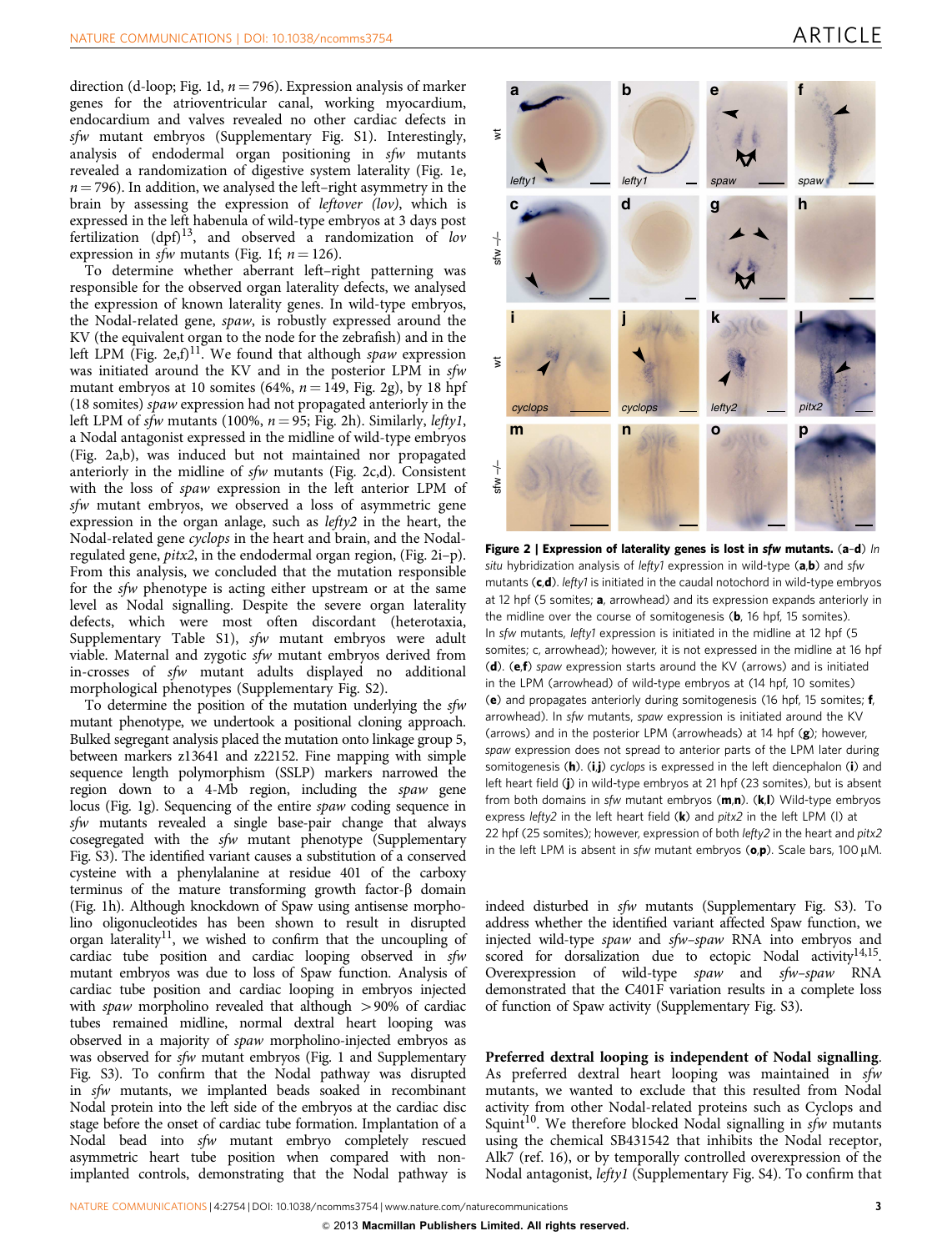direction (d-loop; Fig. 1d, $n = 796$). Expression analysis of marker genes for the atrioventricular canal, working myocardium, endocardium and valves revealed no other cardiac defects in *sfw* mutant embryos (Supplementary Fig. S1). Interestingly, analysis of endodermal organ positioning in *sfw* mutants revealed a randomization of digestive system laterality (Fig. 1e, $n = 796$). In addition, we analysed the left–right asymmetry in the brain by assessing the expression of *leftover* (*lov*), which is expressed in the left habenula of wild-type embryos at 3 days post fertilization (dpf)[13], and observed a randomization of *lov* expression in *sfw* mutants (Fig. 1f; $n = 126$).

To determine whether aberrant left–right patterning was responsible for the observed organ laterality defects, we analysed the expression of known laterality genes. In wild-type embryos, the Nodal-related gene, *spaw*, is robustly expressed around the KV (the equivalent organ to the node for the zebrafish) and in the left LPM (Fig. 2e,f)[11]. We found that although *spaw* expression was initiated around the KV and in the posterior LPM in *sfw* mutant embryos at 10 somites (64%, $n = 149$, Fig. 2g), by 18 hpf (18 somites) *spaw* expression had not propagated anteriorly in the left LPM of *sfw* mutants (100%, $n = 95$; Fig. 2h). Similarly, *lefty1*, a Nodal antagonist expressed in the midline of wild-type embryos (Fig. 2a,b), was induced but not maintained nor propagated anteriorly in the midline of *sfw* mutants (Fig. 2c,d). Consistent with the loss of *spaw* expression in the left anterior LPM of *sfw* mutant embryos, we observed a loss of asymmetric gene expression in the organ anlage, such as *lefty2* in the heart, the Nodal-related gene *cyclops* in the heart and brain, and the Nodal-regulated gene, *pitx2*, in the endodermal organ region, (Fig. 2i–p). From this analysis, we concluded that the mutation responsible for the *sfw* phenotype is acting either upstream or at the same level as Nodal signalling. Despite the severe organ laterality defects, which were most often discordant (heterotaxia, Supplementary Table S1), *sfw* mutant embryos were adult viable. Maternal and zygotic *sfw* mutant embryos derived from in-crosses of *sfw* mutant adults displayed no additional morphological phenotypes (Supplementary Fig. S2).

To determine the position of the mutation underlying the *sfw* mutant phenotype, we undertook a positional cloning approach. Bulked segregant analysis placed the mutation onto linkage group 5, between markers z13641 and z22152. Fine mapping with simple sequence length polymorphism (SSLP) markers narrowed the region down to a 4-Mb region, including the *spaw* gene locus (Fig. 1g). Sequencing of the entire *spaw* coding sequence in *sfw* mutants revealed a single base-pair change that always cosegregated with the *sfw* mutant phenotype (Supplementary Fig. S3). The identified variant causes a substitution of a conserved cysteine with a phenylalanine at residue 401 of the carboxy terminus of the mature transforming growth factor-β domain (Fig. 1h). Although knockdown of Spaw using antisense morpholino oligonucleotides has been shown to result in disrupted organ laterality[11], we wished to confirm that the uncoupling of cardiac tube position and cardiac looping observed in *sfw* mutant embryos was due to loss of Spaw function. Analysis of cardiac tube position and cardiac looping in embryos injected with *spaw* morpholino revealed that although >90% of cardiac tubes remained midline, normal dextral heart looping was observed in a majority of *spaw* morpholino-injected embryos as was observed for *sfw* mutant embryos (Fig. 1 and Supplementary Fig. S3). To confirm that the Nodal pathway was disrupted in *sfw* mutants, we implanted beads soaked in recombinant Nodal protein into the left side of the embryos at the cardiac disc stage before the onset of cardiac tube formation. Implantation of a Nodal bead into *sfw* mutant embryo completely rescued asymmetric heart tube position when compared with non-implanted controls, demonstrating that the Nodal pathway is indeed disturbed in *sfw* mutants (Supplementary Fig. S3). To address whether the identified variant affected Spaw function, we injected wild-type *spaw* and *sfw–spaw* RNA into embryos and scored for dorsalization due to ectopic Nodal activity[14,15]. Overexpression of wild-type *spaw* and *sfw–spaw* RNA demonstrated that the C401F variation results in a complete loss of function of Spaw activity (Supplementary Fig. S3).

**Figure 2 | Expression of laterality genes is lost in *sfw* mutants.** (**a**–**d**) *In situ* hybridization analysis of *lefty1* expression in wild-type (**a**,**b**) and *sfw* mutants (**c**,**d**). *lefty1* is initiated in the caudal notochord in wild-type embryos at 12 hpf (5 somites; **a**, arrowhead) and its expression expands anteriorly in the midline over the course of somitogenesis (**b**, 16 hpf, 15 somites). In *sfw* mutants, *lefty1* expression is initiated in the midline at 12 hpf (5 somites; c, arrowhead); however, it is not expressed in the midline at 16 hpf (**d**). (**e**,**f**) *spaw* expression starts around the KV (arrows) and is initiated in the LPM (arrowhead) of wild-type embryos at (14 hpf, 10 somites) (**e**) and propagates anteriorly during somitogenesis (16 hpf, 15 somites; **f**, arrowhead). In *sfw* mutants, *spaw* expression is initiated around the KV (arrows) and in the posterior LPM (arrowheads) at 14 hpf (**g**); however, *spaw* expression does not spread to anterior parts of the LPM later during somitogenesis (**h**). (**i**,**j**) *cyclops* is expressed in the left diencephalon (**i**) and left heart field (**j**) in wild-type embryos at 21 hpf (23 somites), but is absent from both domains in *sfw* mutant embryos (**m**,**n**). (**k**,**l**) Wild-type embryos express *lefty2* in the left heart field (**k**) and *pitx2* in the left LPM (l) at 22 hpf (25 somites); however, expression of both *lefty2* in the heart and *pitx2* in the left LPM is absent in *sfw* mutant embryos (**o**,**p**). Scale bars, 100 μM.

**Preferred dextral looping is independent of Nodal signalling.** As preferred dextral heart looping was maintained in *sfw* mutants, we wanted to exclude that this resulted from Nodal activity from other Nodal-related proteins such as Cyclops and Squint[10]. We therefore blocked Nodal signalling in *sfw* mutants using the chemical SB431542 that inhibits the Nodal receptor, Alk7 (ref. 16), or by temporally controlled overexpression of the Nodal antagonist, *lefty1* (Supplementary Fig. S4). To confirm that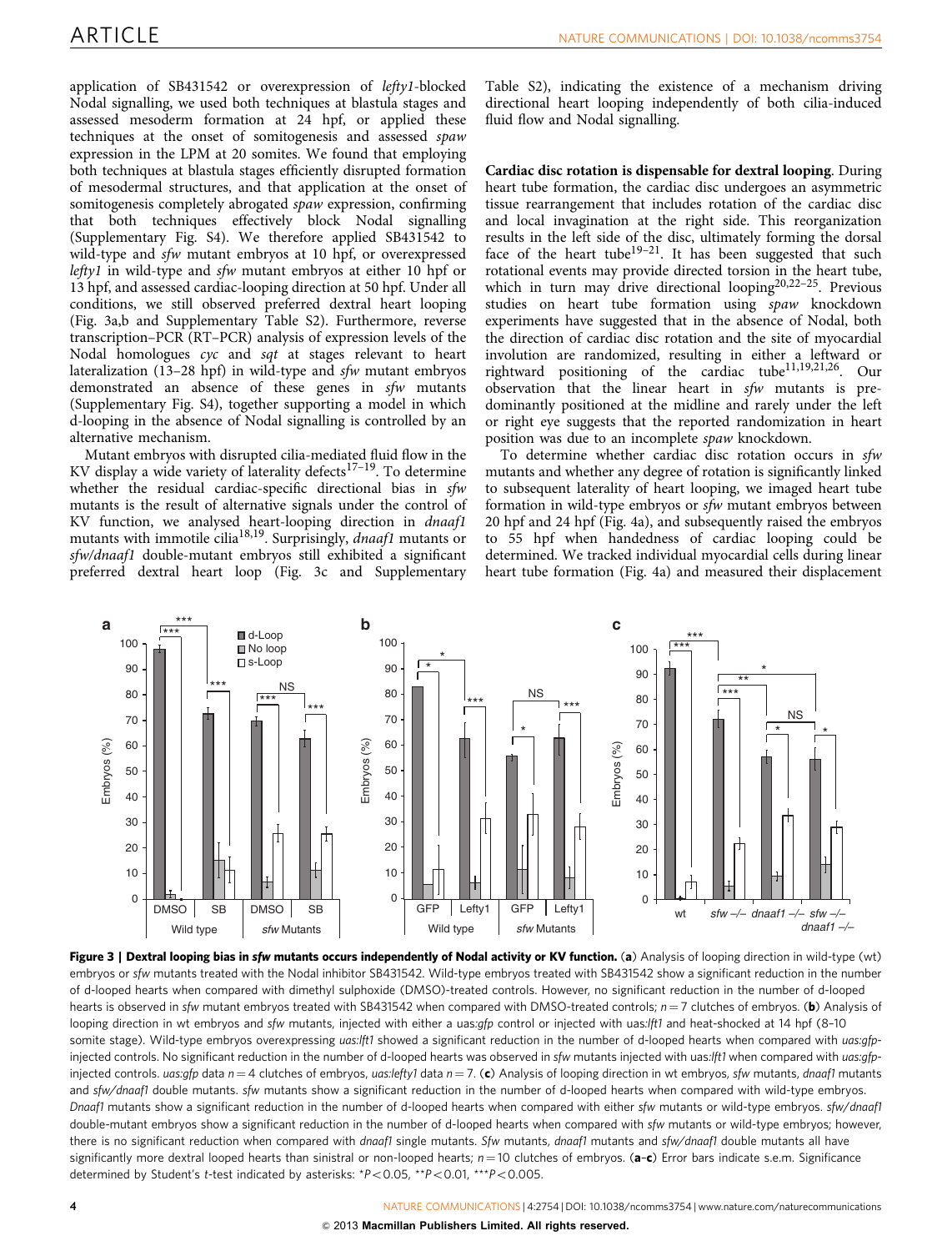application of SB431542 or overexpression of *lefty1*-blocked Nodal signalling, we used both techniques at blastula stages and assessed mesoderm formation at 24 hpf, or applied these techniques at the onset of somitogenesis and assessed *spaw* expression in the LPM at 20 somites. We found that employing both techniques at blastula stages efficiently disrupted formation of mesodermal structures, and that application at the onset of somitogenesis completely abrogated *spaw* expression, confirming that both techniques effectively block Nodal signalling (Supplementary Fig. S4). We therefore applied SB431542 to wild-type and *sfw* mutant embryos at 10 hpf, or overexpressed *lefty1* in wild-type and *sfw* mutant embryos at either 10 hpf or 13 hpf, and assessed cardiac-looping direction at 50 hpf. Under all conditions, we still observed preferred dextral heart looping (Fig. 3a,b and Supplementary Table S2). Furthermore, reverse transcription–PCR (RT–PCR) analysis of expression levels of the Nodal homologues *cyc* and *sqt* at stages relevant to heart lateralization (13–28 hpf) in wild-type and *sfw* mutant embryos demonstrated an absence of these genes in *sfw* mutants (Supplementary Fig. S4), together supporting a model in which d-looping in the absence of Nodal signalling is controlled by an alternative mechanism.

Mutant embryos with disrupted cilia-mediated fluid flow in the KV display a wide variety of laterality defects[17–19]. To determine whether the residual cardiac-specific directional bias in *sfw* mutants is the result of alternative signals under the control of KV function, we analysed heart-looping direction in *dnaaf1* mutants with immotile cilia[18,19]. Surprisingly, *dnaaf1* mutants or *sfw/dnaaf1* double-mutant embryos still exhibited a significant preferred dextral heart loop (Fig. 3c and Supplementary Table S2), indicating the existence of a mechanism driving directional heart looping independently of both cilia-induced fluid flow and Nodal signalling.

**Cardiac disc rotation is dispensable for dextral looping**. During heart tube formation, the cardiac disc undergoes an asymmetric tissue rearrangement that includes rotation of the cardiac disc and local invagination at the right side. This reorganization results in the left side of the disc, ultimately forming the dorsal face of the heart tube[19–21]. It has been suggested that such rotational events may provide directed torsion in the heart tube, which in turn may drive directional looping[20,22–25]. Previous studies on heart tube formation using *spaw* knockdown experiments have suggested that in the absence of Nodal, both the direction of cardiac disc rotation and the site of myocardial involution are randomized, resulting in either a leftward or rightward positioning of the cardiac tube[11,19,21,26]. Our observation that the linear heart in *sfw* mutants is predominantly positioned at the midline and rarely under the left or right eye suggests that the reported randomization in heart position was due to an incomplete *spaw* knockdown.

To determine whether cardiac disc rotation occurs in *sfw* mutants and whether any degree of rotation is significantly linked to subsequent laterality of heart looping, we imaged heart tube formation in wild-type embryos or *sfw* mutant embryos between 20 hpf and 24 hpf (Fig. 4a), and subsequently raised the embryos to 55 hpf when handedness of cardiac looping could be determined. We tracked individual myocardial cells during linear heart tube formation (Fig. 4a) and measured their displacement

**Figure 3 | Dextral looping bias in *sfw* mutants occurs independently of Nodal activity or KV function.** (**a**) Analysis of looping direction in wild-type (wt) embryos or *sfw* mutants treated with the Nodal inhibitor SB431542. Wild-type embryos treated with SB431542 show a significant reduction in the number of d-looped hearts when compared with dimethyl sulphoxide (DMSO)-treated controls. However, no significant reduction in the number of d-looped hearts is observed in *sfw* mutant embryos treated with SB431542 when compared with DMSO-treated controls; $n = 7$ clutches of embryos. (**b**) Analysis of looping direction in wt embryos and *sfw* mutants, injected with either a uas:*gfp* control or injected with uas:*lft1* and heat-shocked at 14 hpf (8–10 somite stage). Wild-type embryos overexpressing *uas:lft1* showed a significant reduction in the number of d-looped hearts when compared with *uas:gfp*-injected controls. No significant reduction in the number of d-looped hearts was observed in *sfw* mutants injected with uas:*lft1* when compared with *uas:gfp*-injected controls. *uas:gfp* data $n = 4$ clutches of embryos, *uas:lefty1* data $n = 7$. (**c**) Analysis of looping direction in wt embryos, *sfw* mutants, *dnaaf1* mutants and *sfw/dnaaf1* double mutants. *sfw* mutants show a significant reduction in the number of d-looped hearts when compared with wild-type embryos. *Dnaaf1* mutants show a significant reduction in the number of d-looped hearts when compared with either *sfw* mutants or wild-type embryos. *sfw/dnaaf1* double-mutant embryos show a significant reduction in the number of d-looped hearts when compared with *sfw* mutants or wild-type embryos; however, there is no significant reduction when compared with *dnaaf1* single mutants. *Sfw* mutants, *dnaaf1* mutants and *sfw/dnaaf1* double mutants all have significantly more dextral looped hearts than sinistral or non-looped hearts; $n = 10$ clutches of embryos. (**a–c**) Error bars indicate s.e.m. Significance determined by Student's *t*-test indicated by asterisks: $^{*}P<0.05$, $^{**}P<0.01$, $^{***}P<0.005$.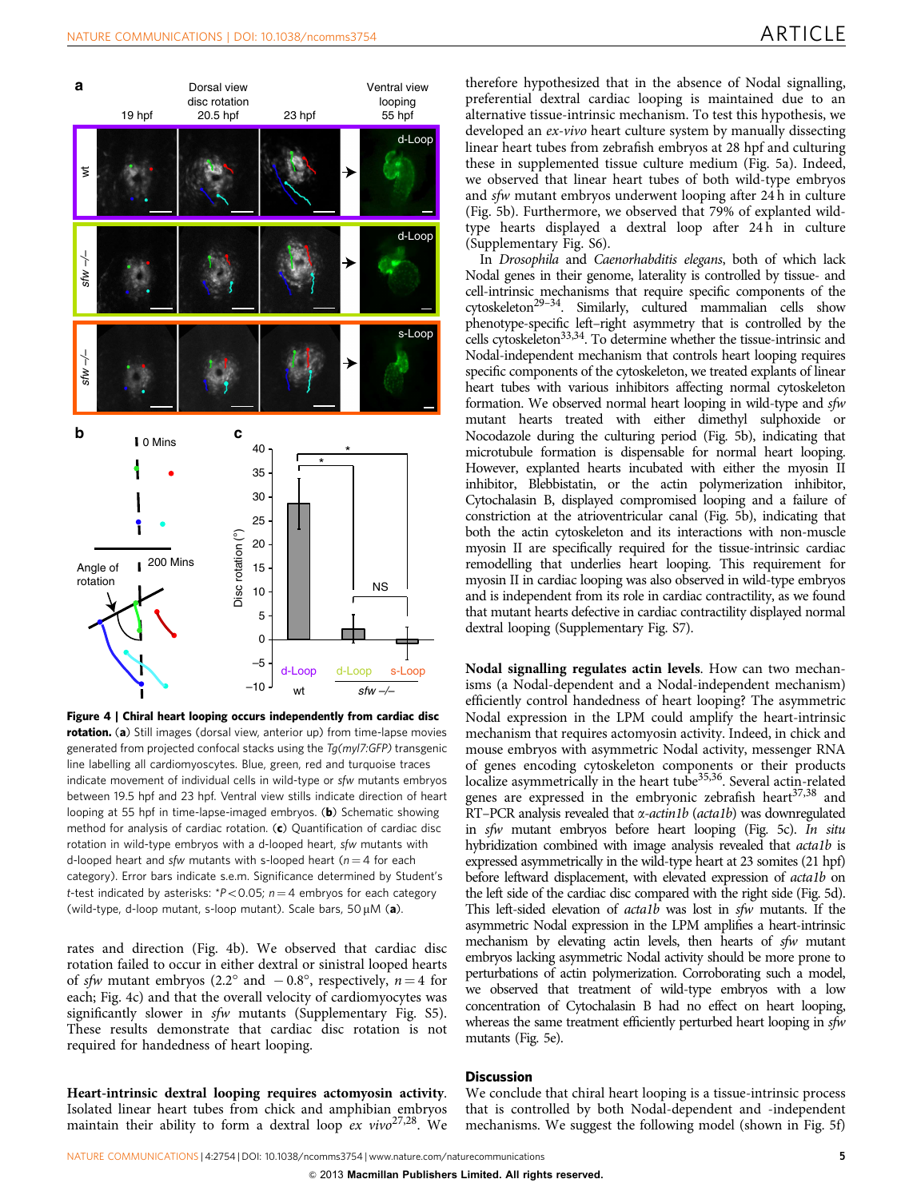**Figure 4 | Chiral heart looping occurs independently from cardiac disc rotation.** (**a**) Still images (dorsal view, anterior up) from time-lapse movies generated from projected confocal stacks using the *Tg(myl7:GFP)* transgenic line labelling all cardiomyocytes. Blue, green, red and turquoise traces indicate movement of individual cells in wild-type or *sfw* mutants embryos between 19.5 hpf and 23 hpf. Ventral view stills indicate direction of heart looping at 55 hpf in time-lapse-imaged embryos. (**b**) Schematic showing method for analysis of cardiac rotation. (**c**) Quantification of cardiac disc rotation in wild-type embryos with a d-looped heart, *sfw* mutants with d-looped heart and *sfw* mutants with s-looped heart ($n = 4$ for each category). Error bars indicate s.e.m. Significance determined by Student's *t*-test indicated by asterisks: $^*P<0.05$; $n = 4$ embryos for each category (wild-type, d-loop mutant, s-loop mutant). Scale bars, 50 μM (**a**).

rates and direction (Fig. 4b). We observed that cardiac disc rotation failed to occur in either dextral or sinistral looped hearts of *sfw* mutant embryos (2.2° and −0.8°, respectively, $n = 4$ for each; Fig. 4c) and that the overall velocity of cardiomyocytes was significantly slower in *sfw* mutants (Supplementary Fig. S5). These results demonstrate that cardiac disc rotation is not required for handedness of heart looping.

**Heart-intrinsic dextral looping requires actomyosin activity.** Isolated linear heart tubes from chick and amphibian embryos maintain their ability to form a dextral loop *ex vivo*[27,28]. We therefore hypothesized that in the absence of Nodal signalling, preferential dextral cardiac looping is maintained due to an alternative tissue-intrinsic mechanism. To test this hypothesis, we developed an *ex-vivo* heart culture system by manually dissecting linear heart tubes from zebrafish embryos at 28 hpf and culturing these in supplemented tissue culture medium (Fig. 5a). Indeed, we observed that linear heart tubes of both wild-type embryos and *sfw* mutant embryos underwent looping after 24 h in culture (Fig. 5b). Furthermore, we observed that 79% of explanted wild-type hearts displayed a dextral loop after 24 h in culture (Supplementary Fig. S6).

In *Drosophila* and *Caenorhabditis elegans*, both of which lack Nodal genes in their genome, laterality is controlled by tissue- and cell-intrinsic mechanisms that require specific components of the cytoskeleton[29–34]. Similarly, cultured mammalian cells show phenotype-specific left–right asymmetry that is controlled by the cells cytoskeleton[33,34]. To determine whether the tissue-intrinsic and Nodal-independent mechanism that controls heart looping requires specific components of the cytoskeleton, we treated explants of linear heart tubes with various inhibitors affecting normal cytoskeleton formation. We observed normal heart looping in wild-type and *sfw* mutant hearts treated with either dimethyl sulphoxide or Nocodazole during the culturing period (Fig. 5b), indicating that microtubule formation is dispensable for normal heart looping. However, explanted hearts incubated with either the myosin II inhibitor, Blebbistatin, or the actin polymerization inhibitor, Cytochalasin B, displayed compromised looping and a failure of constriction at the atrioventricular canal (Fig. 5b), indicating that both the actin cytoskeleton and its interactions with non-muscle myosin II are specifically required for the tissue-intrinsic cardiac remodelling that underlies heart looping. This requirement for myosin II in cardiac looping was also observed in wild-type embryos and is independent from its role in cardiac contractility, as we found that mutant hearts defective in cardiac contractility displayed normal dextral looping (Supplementary Fig. S7).

**Nodal signalling regulates actin levels.** How can two mechanisms (a Nodal-dependent and a Nodal-independent mechanism) efficiently control handedness of heart looping? The asymmetric Nodal expression in the LPM could amplify the heart-intrinsic mechanism that requires actomyosin activity. Indeed, in chick and mouse embryos with asymmetric Nodal activity, messenger RNA of genes encoding cytoskeleton components or their products localize asymmetrically in the heart tube[35,36]. Several actin-related genes are expressed in the embryonic zebrafish heart[37,38] and RT–PCR analysis revealed that α*-actin1b* (*acta1b*) was downregulated in *sfw* mutant embryos before heart looping (Fig. 5c). *In situ* hybridization combined with image analysis revealed that *acta1b* is expressed asymmetrically in the wild-type heart at 23 somites (21 hpf) before leftward displacement, with elevated expression of *acta1b* on the left side of the cardiac disc compared with the right side (Fig. 5d). This left-sided elevation of *acta1b* was lost in *sfw* mutants. If the asymmetric Nodal expression in the LPM amplifies a heart-intrinsic mechanism by elevating actin levels, then hearts of *sfw* mutant embryos lacking asymmetric Nodal activity should be more prone to perturbations of actin polymerization. Corroborating such a model, we observed that treatment of wild-type embryos with a low concentration of Cytochalasin B had no effect on heart looping, whereas the same treatment efficiently perturbed heart looping in *sfw* mutants (Fig. 5e).

## Discussion

We conclude that chiral heart looping is a tissue-intrinsic process that is controlled by both Nodal-dependent and -independent mechanisms. We suggest the following model (shown in Fig. 5f)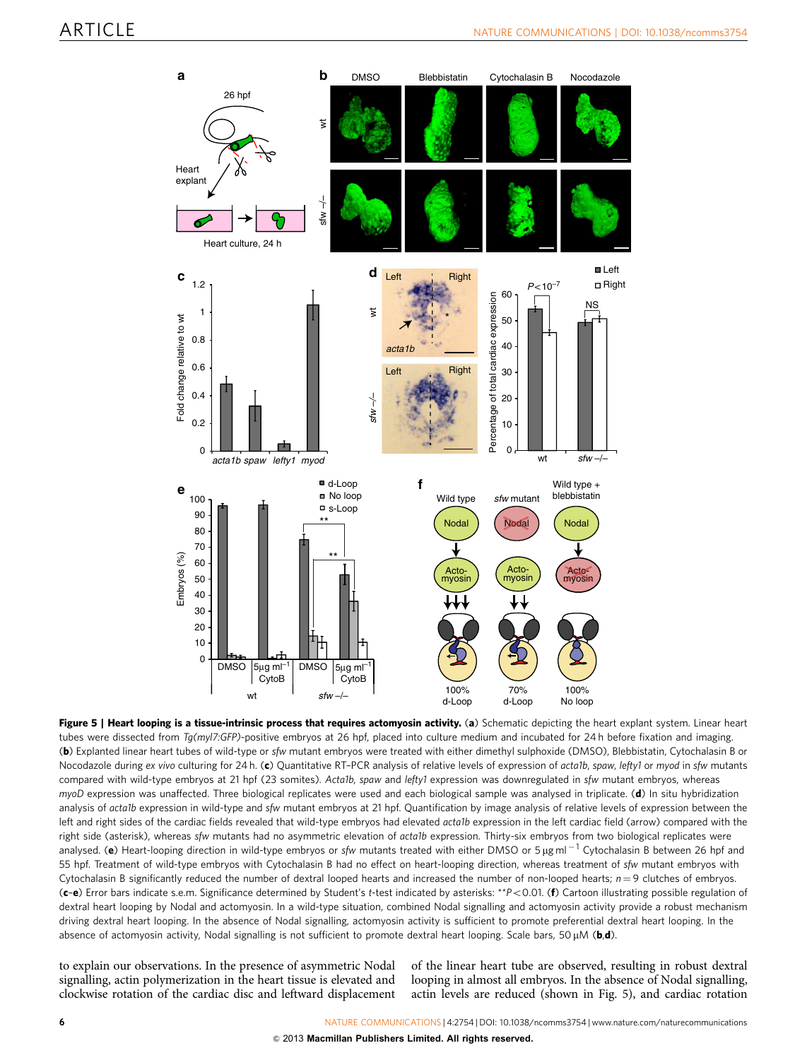**Figure 5 | Heart looping is a tissue-intrinsic process that requires actomyosin activity.** (**a**) Schematic depicting the heart explant system. Linear heart tubes were dissected from *Tg(myl7:GFP)*-positive embryos at 26 hpf, placed into culture medium and incubated for 24 h before fixation and imaging. (**b**) Explanted linear heart tubes of wild-type or *sfw* mutant embryos were treated with either dimethyl sulphoxide (DMSO), Blebbistatin, Cytochalasin B or Nocodazole during *ex vivo* culturing for 24 h. (**c**) Quantitative RT–PCR analysis of relative levels of expression of *acta1b*, *spaw*, *lefty1* or *myod* in *sfw* mutants compared with wild-type embryos at 21 hpf (23 somites). *Acta1b*, *spaw* and *lefty1* expression was downregulated in *sfw* mutant embryos, whereas *myoD* expression was unaffected. Three biological replicates were used and each biological sample was analysed in triplicate. (**d**) In situ hybridization analysis of *acta1b* expression in wild-type and *sfw* mutant embryos at 21 hpf. Quantification by image analysis of relative levels of expression between the left and right sides of the cardiac fields revealed that wild-type embryos had elevated *acta1b* expression in the left cardiac field (arrow) compared with the right side (asterisk), whereas *sfw* mutants had no asymmetric elevation of *acta1b* expression. Thirty-six embryos from two biological replicates were analysed. (**e**) Heart-looping direction in wild-type embryos or *sfw* mutants treated with either DMSO or 5 μg ml$^{-1}$ Cytochalasin B between 26 hpf and 55 hpf. Treatment of wild-type embryos with Cytochalasin B had no effect on heart-looping direction, whereas treatment of *sfw* mutant embryos with Cytochalasin B significantly reduced the number of dextral looped hearts and increased the number of non-looped hearts; $n=9$ clutches of embryos. (**c**–**e**) Error bars indicate s.e.m. Significance determined by Student's *t*-test indicated by asterisks: \*\*$P<0.01$. (**f**) Cartoon illustrating possible regulation of dextral heart looping by Nodal and actomyosin. In a wild-type situation, combined Nodal signalling and actomyosin activity provide a robust mechanism driving dextral heart looping. In the absence of Nodal signalling, actomyosin activity is sufficient to promote preferential dextral heart looping. In the absence of actomyosin activity, Nodal signalling is not sufficient to promote dextral heart looping. Scale bars, 50 μM (**b**,**d**).

to explain our observations. In the presence of asymmetric Nodal signalling, actin polymerization in the heart tissue is elevated and clockwise rotation of the cardiac disc and leftward displacement of the linear heart tube are observed, resulting in robust dextral looping in almost all embryos. In the absence of Nodal signalling, actin levels are reduced (shown in Fig. 5), and cardiac rotation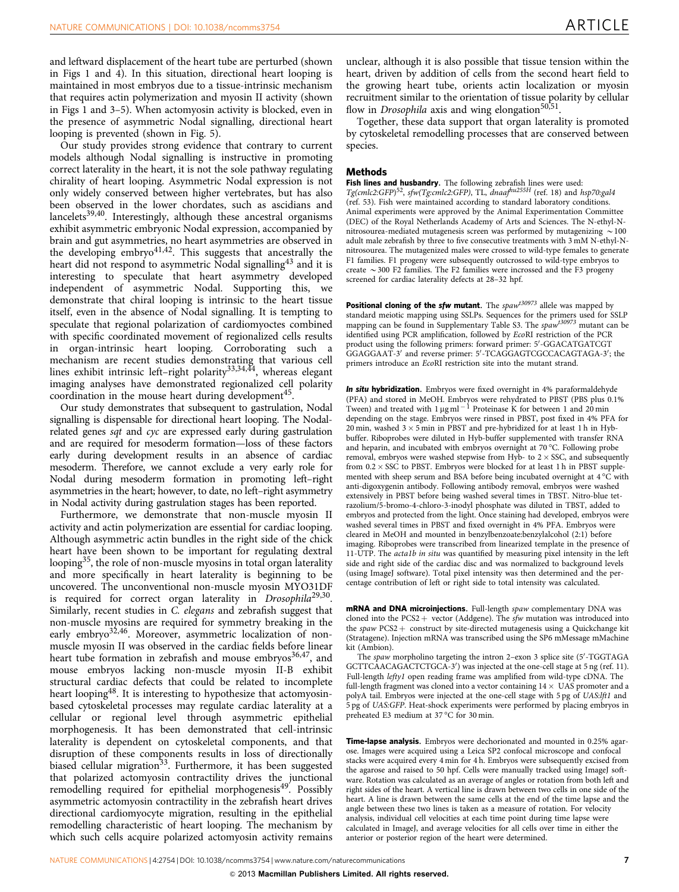and leftward displacement of the heart tube are perturbed (shown in Figs 1 and 4). In this situation, directional heart looping is maintained in most embryos due to a tissue-intrinsic mechanism that requires actin polymerization and myosin II activity (shown in Figs 1 and 3–5). When actomyosin activity is blocked, even in the presence of asymmetric Nodal signalling, directional heart looping is prevented (shown in Fig. 5).

Our study provides strong evidence that contrary to current models although Nodal signalling is instructive in promoting correct laterality in the heart, it is not the sole pathway regulating chirality of heart looping. Asymmetric Nodal expression is not only widely conserved between higher vertebrates, but has also been observed in the lower chordates, such as ascidians and lancelets[39,40]. Interestingly, although these ancestral organisms exhibit asymmetric embryonic Nodal expression, accompanied by brain and gut asymmetries, no heart asymmetries are observed in the developing embryo[41,42]. This suggests that ancestrally the heart did not respond to asymmetric Nodal signalling[43] and it is interesting to speculate that heart asymmetry developed independent of asymmetric Nodal. Supporting this, we demonstrate that chiral looping is intrinsic to the heart tissue itself, even in the absence of Nodal signalling. It is tempting to speculate that regional polarization of cardiomyocytes combined with specific coordinated movement of regionalized cells results in organ-intrinsic heart looping. Corroborating such a mechanism are recent studies demonstrating that various cell lines exhibit intrinsic left–right polarity[33,34,44], whereas elegant imaging analyses have demonstrated regionalized cell polarity coordination in the mouse heart during development[45].

Our study demonstrates that subsequent to gastrulation, Nodal signalling is dispensable for directional heart looping. The Nodal-related genes *sqt* and *cyc* are expressed early during gastrulation and are required for mesoderm formation—loss of these factors early during development results in an absence of cardiac mesoderm. Therefore, we cannot exclude a very early role for Nodal during mesoderm formation in promoting left–right asymmetries in the heart; however, to date, no left–right asymmetry in Nodal activity during gastrulation stages has been reported.

Furthermore, we demonstrate that non-muscle myosin II activity and actin polymerization are essential for cardiac looping. Although asymmetric actin bundles in the right side of the chick heart have been shown to be important for regulating dextral looping[35], the role of non-muscle myosins in total organ laterality and more specifically in heart laterality is beginning to be uncovered. The unconventional non-muscle myosin MYO31DF is required for correct organ laterality in *Drosophila*[29,30]. Similarly, recent studies in *C. elegans* and zebrafish suggest that non-muscle myosins are required for symmetry breaking in the early embryo[32,46]. Moreover, asymmetric localization of non-muscle myosin II was observed in the cardiac fields before linear heart tube formation in zebrafish and mouse embryos[36,47], and mouse embryos lacking non-muscle myosin II-B exhibit structural cardiac defects that could be related to incomplete heart looping[48]. It is interesting to hypothesize that actomyosin-based cytoskeletal processes may regulate cardiac laterality at a cellular or regional level through asymmetric epithelial morphogenesis. It has been demonstrated that cell-intrinsic laterality is dependent on cytoskeletal components, and that disruption of these components results in loss of directionally biased cellular migration[33]. Furthermore, it has been suggested that polarized actomyosin contractility drives the junctional remodelling required for epithelial morphogenesis[49]. Possibly asymmetric actomyosin contractility in the zebrafish heart drives directional cardiomyocyte migration, resulting in the epithelial remodelling characteristic of heart looping. The mechanism by which such cells acquire polarized actomyosin activity remains unclear, although it is also possible that tissue tension within the heart, driven by addition of cells from the second heart field to the growing heart tube, orients actin localization or myosin recruitment similar to the orientation of tissue polarity by cellular flow in *Drosophila* axis and wing elongation[50,51].

Together, these data support that organ laterality is promoted by cytoskeletal remodelling processes that are conserved between species.

## Methods

**Fish lines and husbandry.** The following zebrafish lines were used: *Tg(cmlc2:GFP)*[52], *sfw(Tg:cmlc2:GFP)*, TL, *dnaaf*$^{hu255H}$ (ref. 18) and *hsp70:gal4* (ref. 53). Fish were maintained according to standard laboratory conditions. Animal experiments were approved by the Animal Experimentation Committee (DEC) of the Royal Netherlands Academy of Arts and Sciences. The N-ethyl-N-nitrosourea-mediated mutagenesis screen was performed by mutagenizing ~100 adult male zebrafish by three to five consecutive treatments with 3 mM N-ethyl-N-nitrosourea. The mutagenized males were crossed to wild-type females to generate F1 families. F1 progeny were subsequently outcrossed to wild-type embryos to create ~300 F2 families. The F2 families were incrossed and the F3 progeny screened for cardiac laterality defects at 28–32 hpf.

**Positional cloning of the *sfw* mutant.** The *spaw*$^{t30973}$ allele was mapped by standard meiotic mapping using SSLPs. Sequences for the primers used for SSLP mapping can be found in Supplementary Table S3. The *spaw*$^{t30973}$ mutant can be identified using PCR amplification, followed by *EcoR*I restriction of the PCR product using the following primers: forward primer: 5′-GGACATGATCGT GGAGGAAT-3′ and reverse primer: 5′-TCAGGAGTCGCCACAGTAGA-3′; the primers introduce an *EcoR*I restriction site into the mutant strand.

***In situ* hybridization.** Embryos were fixed overnight in 4% paraformaldehyde (PFA) and stored in MeOH. Embryos were rehydrated to PBST (PBS plus 0.1% Tween) and treated with 1 μg ml$^{-1}$ Proteinase K for between 1 and 20 min depending on the stage. Embryos were rinsed in PBST, post fixed in 4% PFA for 20 min, washed 3 × 5 min in PBST and pre-hybridized for at least 1 h in Hyb-buffer. Riboprobes were diluted in Hyb-buffer supplemented with transfer RNA and heparin, and incubated with embryos overnight at 70 °C. Following probe removal, embryos were washed stepwise from Hyb- to 2 × SSC, and subsequently from 0.2 × SSC to PBST. Embryos were blocked for at least 1 h in PBST supplemented with sheep serum and BSA before being incubated overnight at 4 °C with anti-digoxygenin antibody. Following antibody removal, embryos were washed extensively in PBST before being washed several times in TBST. Nitro-blue tetrazolium/5-bromo-4-chloro-3-inodyl phosphate was diluted in TBST, added to embryos and protected from the light. Once staining had developed, embryos were washed several times in PBST and fixed overnight in 4% PFA. Embryos were cleared in MeOH and mounted in benzylbenzoate:benzylalcohol (2:1) before imaging. Riboprobes were transcribed from linearized template in the presence of 11-UTP. The *acta1b in situ* was quantified by measuring pixel intensity in the left side and right side of the cardiac disc and was normalized to background levels (using ImageJ software). Total pixel intensity was then determined and the percentage contribution of left or right side to total intensity was calculated.

**mRNA and DNA microinjections.** Full-length *spaw* complementary DNA was cloned into the PCS2 + vector (Addgene). The *sfw* mutation was introduced into the *spaw* PCS2 + construct by site-directed mutagenesis using a Quickchange kit (Stratagene). Injection mRNA was transcribed using the SP6 mMessage mMachine kit (Ambion).

The *spaw* morpholino targeting the intron 2–exon 3 splice site (5′-TGGTAGA GCTTCAACAGACTCTGCA-3′) was injected at the one-cell stage at 5 ng (ref. 11). Full-length *lefty1* open reading frame was amplified from wild-type cDNA. The full-length fragment was cloned into a vector containing 14 × UAS promoter and a polyA tail. Embryos were injected at the one-cell stage with 5 pg of *UAS:lft1* and 5 pg of *UAS:GFP*. Heat-shock experiments were performed by placing embryos in preheated E3 medium at 37 °C for 30 min.

**Time-lapse analysis.** Embryos were dechorionated and mounted in 0.25% agarose. Images were acquired using a Leica SP2 confocal microscope and confocal stacks were acquired every 4 min for 4 h. Embryos were subsequently excised from the agarose and raised to 50 hpf. Cells were manually tracked using ImageJ software. Rotation was calculated as an average of angles or rotation from both left and right sides of the heart. A vertical line is drawn between two cells in one side of the heart. A line is drawn between the same cells at the end of the time lapse and the angle between these two lines is taken as a measure of rotation. For velocity analysis, individual cell velocities at each time point during time lapse were calculated in ImageJ, and average velocities for all cells over time in either the anterior or posterior region of the heart were determined.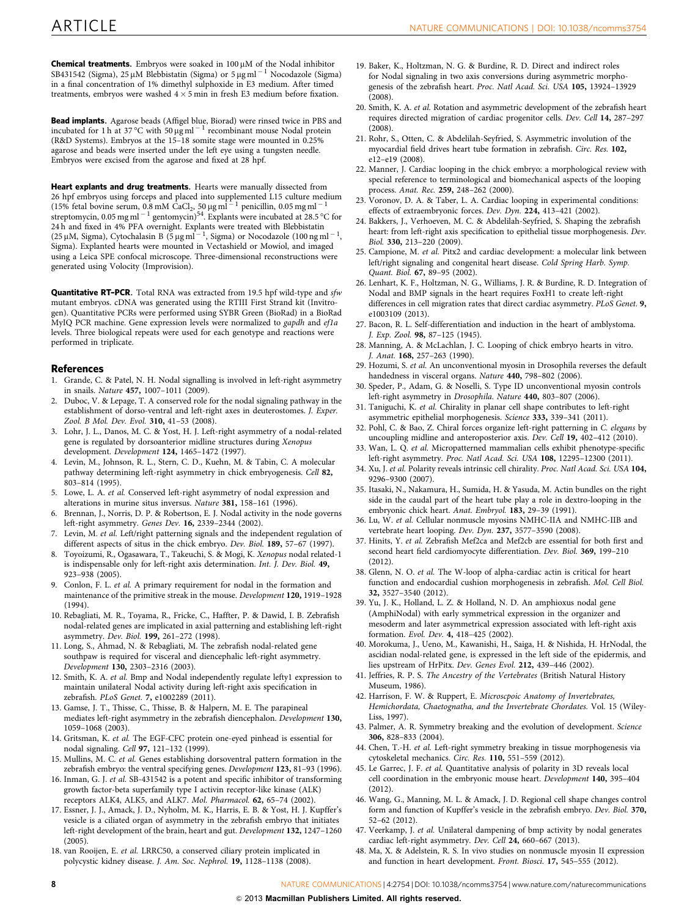**Chemical treatments.** Embryos were soaked in 100 μM of the Nodal inhibitor SB431542 (Sigma), 25 μM Blebbistatin (Sigma) or 5 μg ml$^{-1}$ Nocodazole (Sigma) in a final concentration of 1% dimethyl sulphoxide in E3 medium. After timed treatments, embryos were washed 4 × 5 min in fresh E3 medium before fixation.

**Bead implants.** Agarose beads (Affigel blue, Biorad) were rinsed twice in PBS and incubated for 1 h at 37 °C with 50 μg ml$^{-1}$ recombinant mouse Nodal protein (R&D Systems). Embryos at the 15–18 somite stage were mounted in 0.25% agarose and beads were inserted under the left eye using a tungsten needle. Embryos were excised from the agarose and fixed at 28 hpf.

**Heart explants and drug treatments.** Hearts were manually dissected from 26 hpf embryos using forceps and placed into supplemented L15 culture medium (15% fetal bovine serum, 0.8 mM $CaCl_2$, 50 μg ml$^{-1}$ penicillin, 0.05 mg ml$^{-1}$ streptomycin, 0.05 mg ml$^{-1}$ gentomycin)[54]. Explants were incubated at 28.5 °C for 24 h and fixed in 4% PFA overnight. Explants were treated with Blebbistatin (25 μM, Sigma), Cytochalasin B (5 μg ml$^{-1}$, Sigma) or Nocodazole (100 ng ml$^{-1}$, Sigma). Explanted hearts were mounted in Vectashield or Mowiol, and imaged using a Leica SPE confocal microscope. Three-dimensional reconstructions were generated using Volocity (Improvision).

**Quantitative RT–PCR.** Total RNA was extracted from 19.5 hpf wild-type and *sfw* mutant embryos. cDNA was generated using the RTIII First Strand kit (Invitrogen). Quantitative PCRs were performed using SYBR Green (BioRad) in a BioRad MyIQ PCR machine. Gene expression levels were normalized to *gapdh* and *ef1a* levels. Three biological repeats were used for each genotype and reactions were performed in triplicate.

## References

1. Grande, C. & Patel, N. H. Nodal signalling is involved in left-right asymmetry in snails. *Nature* **457,** 1007–1011 (2009).
2. Duboc, V. & Lepage, T. A conserved role for the nodal signaling pathway in the establishment of dorso-ventral and left-right axes in deuterostomes. *J. Exper. Zool. B Mol. Dev. Evol.* **310,** 41–53 (2008).
3. Lohr, J. L., Danos, M. C. & Yost, H. J. Left-right asymmetry of a nodal-related gene is regulated by dorsoanterior midline structures during *Xenopus* development. *Development* **124,** 1465–1472 (1997).
4. Levin, M., Johnson, R. L., Stern, C. D., Kuehn, M. & Tabin, C. A molecular pathway determining left-right asymmetry in chick embryogenesis. *Cell* **82,** 803–814 (1995).
5. Lowe, L. A. *et al.* Conserved left-right asymmetry of nodal expression and alterations in murine situs inversus. *Nature* **381,** 158–161 (1996).
6. Brennan, J., Norris, D. P. & Robertson, E. J. Nodal activity in the node governs left-right asymmetry. *Genes Dev.* **16,** 2339–2344 (2002).
7. Levin, M. *et al.* Left/right patterning signals and the independent regulation of different aspects of situs in the chick embryo. *Dev. Biol.* **189,** 57–67 (1997).
8. Toyoizumi, R., Ogasawara, T., Takeuchi, S. & Mogi, K. *Xenopus* nodal related-1 is indispensable only for left-right axis determination. *Int. J. Dev. Biol.* **49,** 923–938 (2005).
9. Conlon, F. L. *et al.* A primary requirement for nodal in the formation and maintenance of the primitive streak in the mouse. *Development* **120,** 1919–1928 (1994).
10. Rebagliati, M. R., Toyama, R., Fricke, C., Haffter, P. & Dawid, I. B. Zebrafish nodal-related genes are implicated in axial patterning and establishing left-right asymmetry. *Dev. Biol.* **199,** 261–272 (1998).
11. Long, S., Ahmad, N. & Rebagliati, M. The zebrafish nodal-related gene southpaw is required for visceral and diencephalic left-right asymmetry. *Development* **130,** 2303–2316 (2003).
12. Smith, K. A. *et al.* Bmp and Nodal independently regulate lefty1 expression to maintain unilateral Nodal activity during left-right axis specification in zebrafish. *PLoS Genet.* **7,** e1002289 (2011).
13. Gamse, J. T., Thisse, C., Thisse, B. & Halpern, M. E. The parapineal mediates left-right asymmetry in the zebrafish diencephalon. *Development* **130,** 1059–1068 (2003).
14. Gritsman, K. *et al.* The EGF-CFC protein one-eyed pinhead is essential for nodal signaling. *Cell* **97,** 121–132 (1999).
15. Mullins, M. C. *et al.* Genes establishing dorsoventral pattern formation in the zebrafish embryo: the ventral specifying genes. *Development* **123,** 81–93 (1996).
16. Inman, G. J. *et al.* SB-431542 is a potent and specific inhibitor of transforming growth factor-beta superfamily type I activin receptor-like kinase (ALK) receptors ALK4, ALK5, and ALK7. *Mol. Pharmacol.* **62,** 65–74 (2002).
17. Essner, J. J., Amack, J. D., Nyholm, M. K., Harris, E. B. & Yost, H. J. Kupffer's vesicle is a ciliated organ of asymmetry in the zebrafish embryo that initiates left-right development of the brain, heart and gut. *Development* **132,** 1247–1260 (2005).
18. van Rooijen, E. *et al.* LRRC50, a conserved ciliary protein implicated in polycystic kidney disease. *J. Am. Soc. Nephrol.* **19,** 1128–1138 (2008).
19. Baker, K., Holtzman, N. G. & Burdine, R. D. Direct and indirect roles for Nodal signaling in two axis conversions during asymmetric morphogenesis of the zebrafish heart. *Proc. Natl Acad. Sci. USA* **105,** 13924–13929 (2008).
20. Smith, K. A. *et al.* Rotation and asymmetric development of the zebrafish heart requires directed migration of cardiac progenitor cells. *Dev. Cell* **14,** 287–297 (2008).
21. Rohr, S., Otten, C. & Abdelilah-Seyfried, S. Asymmetric involution of the myocardial field drives heart tube formation in zebrafish. *Circ. Res.* **102,** e12–e19 (2008).
22. Manner, J. Cardiac looping in the chick embryo: a morphological review with special reference to terminological and biomechanical aspects of the looping process. *Anat. Rec.* **259,** 248–262 (2000).
23. Voronov, D. A. & Taber, L. A. Cardiac looping in experimental conditions: effects of extraembryonic forces. *Dev. Dyn.* **224,** 413–421 (2002).
24. Bakkers, J., Verhoeven, M. C. & Abdelilah-Seyfried, S. Shaping the zebrafish heart: from left-right axis specification to epithelial tissue morphogenesis. *Dev. Biol.* **330,** 213–220 (2009).
25. Campione, M. *et al.* Pitx2 and cardiac development: a molecular link between left/right signaling and congenital heart disease. *Cold Spring Harb. Symp. Quant. Biol.* **67,** 89–95 (2002).
26. Lenhart, K. F., Holtzman, N. G., Williams, J. R. & Burdine, R. D. Integration of Nodal and BMP signals in the heart requires FoxH1 to create left-right differences in cell migration rates that direct cardiac asymmetry. *PLoS Genet.* **9,** e1003109 (2013).
27. Bacon, R. L. Self-differentiation and induction in the heart of amblystoma. *J. Exp. Zool.* **98,** 87–125 (1945).
28. Manning, A. & McLachlan, J. C. Looping of chick embryo hearts in vitro. *J. Anat.* **168,** 257–263 (1990).
29. Hozumi, S. *et al.* An unconventional myosin in Drosophila reverses the default handedness in visceral organs. *Nature* **440,** 798–802 (2006).
30. Speder, P., Adam, G. & Noselli, S. Type ID unconventional myosin controls left-right asymmetry in *Drosophila*. *Nature* **440,** 803–807 (2006).
31. Taniguchi, K. *et al.* Chirality in planar cell shape contributes to left-right asymmetric epithelial morphogenesis. *Science* **333,** 339–341 (2011).
32. Pohl, C. & Bao, Z. Chiral forces organize left-right patterning in *C. elegans* by uncoupling midline and anteroposterior axis. *Dev. Cell* **19,** 402–412 (2010).
33. Wan, L. Q. *et al.* Micropatterned mammalian cells exhibit phenotype-specific left-right asymmetry. *Proc. Natl Acad. Sci. USA* **108,** 12295–12300 (2011).
34. Xu, J. *et al.* Polarity reveals intrinsic cell chirality. *Proc. Natl Acad. Sci. USA* **104,** 9296–9300 (2007).
35. Itasaki, N., Nakamura, H., Sumida, H. & Yasuda, M. Actin bundles on the right side in the caudal part of the heart tube play a role in dextro-looping in the embryonic chick heart. *Anat. Embryol.* **183,** 29–39 (1991).
36. Lu, W. *et al.* Cellular nonmuscle myosins NMHC-IIA and NMHC-IIB and vertebrate heart looping. *Dev. Dyn.* **237,** 3577–3590 (2008).
37. Hinits, Y. *et al.* Zebrafish Mef2ca and Mef2cb are essential for both first and second heart field cardiomyocyte differentiation. *Dev. Biol.* **369,** 199–210 (2012).
38. Glenn, N. O. *et al.* The W-loop of alpha-cardiac actin is critical for heart function and endocardial cushion morphogenesis in zebrafish. *Mol. Cell Biol.* **32,** 3527–3540 (2012).
39. Yu, J. K., Holland, L. Z. & Holland, N. D. An amphioxus nodal gene (AmphiNodal) with early symmetrical expression in the organizer and mesoderm and later asymmetrical expression associated with left-right axis formation. *Evol. Dev.* **4,** 418–425 (2002).
40. Morokuma, J., Ueno, M., Kawanishi, H., Saiga, H. & Nishida, H. HrNodal, the ascidian nodal-related gene, is expressed in the left side of the epidermis, and lies upstream of HrPitx. *Dev. Genes Evol.* **212,** 439–446 (2002).
41. Jeffries, R. P. S. *The Ancestry of the Vertebrates* (British Natural History Museum, 1986).
42. Harrison, F. W. & Ruppert, E. *Microscpoic Anatomy of Invertebrates, Hemichordata, Chaetognatha, and the Invertebrate Chordates.* Vol. 15 (Wiley-Liss, 1997).
43. Palmer, A. R. Symmetry breaking and the evolution of development. *Science* **306,** 828–833 (2004).
44. Chen, T.-H. *et al.* Left-right symmetry breaking in tissue morphogenesis via cytoskeletal mechanics. *Circ. Res.* **110,** 551–559 (2012).
45. Le Garrec, J. F. *et al.* Quantitative analysis of polarity in 3D reveals local cell coordination in the embryonic mouse heart. *Development* **140,** 395–404 (2012).
46. Wang, G., Manning, M. L. & Amack, J. D. Regional cell shape changes control form and function of Kupffer's vesicle in the zebrafish embryo. *Dev. Biol.* **370,** 52–62 (2012).
47. Veerkamp, J. *et al.* Unilateral dampening of bmp activity by nodal generates cardiac left-right asymmetry. *Dev. Cell* **24,** 660–667 (2013).
48. Ma, X. & Adelstein, R. S. In vivo studies on nonmuscle myosin II expression and function in heart development. *Front. Biosci.* **17,** 545–555 (2012).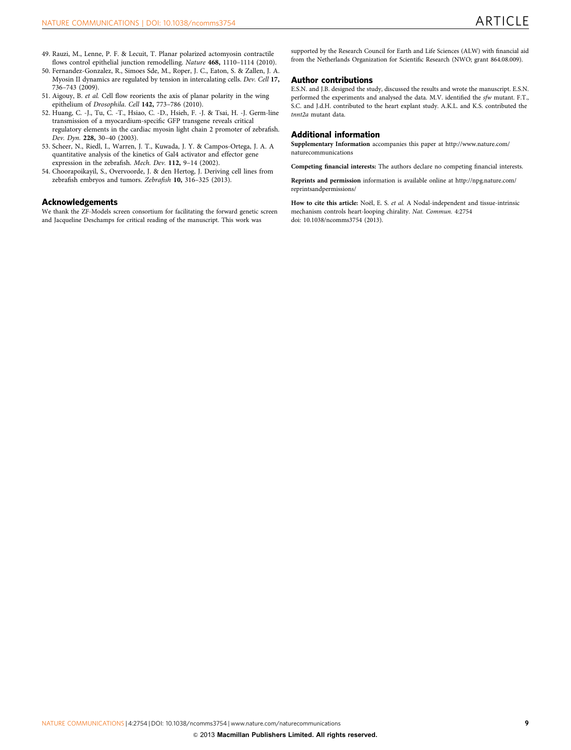49. Rauzi, M., Lenne, P. F. & Lecuit, T. Planar polarized actomyosin contractile flows control epithelial junction remodelling. *Nature* **468,** 1110–1114 (2010).
50. Fernandez-Gonzalez, R., Simoes Sde, M., Roper, J. C., Eaton, S. & Zallen, J. A. Myosin II dynamics are regulated by tension in intercalating cells. *Dev. Cell* **17,** 736–743 (2009).
51. Aigouy, B. *et al.* Cell flow reorients the axis of planar polarity in the wing epithelium of *Drosophila*. *Cell* **142,** 773–786 (2010).
52. Huang, C. -J., Tu, C. -T., Hsiao, C. -D., Hsieh, F. -J. & Tsai, H. -J. Germ-line transmission of a myocardium-specific GFP transgene reveals critical regulatory elements in the cardiac myosin light chain 2 promoter of zebrafish. *Dev. Dyn.* **228,** 30–40 (2003).
53. Scheer, N., Riedl, I., Warren, J. T., Kuwada, J. Y. & Campos-Ortega, J. A. A quantitative analysis of the kinetics of Gal4 activator and effector gene expression in the zebrafish. *Mech. Dev.* **112,** 9–14 (2002).
54. Choorapoikayil, S., Overvoorde, J. & den Hertog, J. Deriving cell lines from zebrafish embryos and tumors. *Zebrafish* **10,** 316–325 (2013).

## Acknowledgements

We thank the ZF-Models screen consortium for facilitating the forward genetic screen and Jacqueline Deschamps for critical reading of the manuscript. This work was supported by the Research Council for Earth and Life Sciences (ALW) with financial aid from the Netherlands Organization for Scientific Research (NWO; grant 864.08.009).

## Author contributions

E.S.N. and J.B. designed the study, discussed the results and wrote the manuscript. E.S.N. performed the experiments and analysed the data. M.V. identified the *sfw* mutant. F.T., S.C. and J.d.H. contributed to the heart explant study. A.K.L. and K.S. contributed the *tnnt2a* mutant data.

## Additional information

**Supplementary Information** accompanies this paper at http://www.nature.com/naturecommunications

**Competing financial interests:** The authors declare no competing financial interests.

**Reprints and permission** information is available online at http://npg.nature.com/reprintsandpermissions/

**How to cite this article:** Noël, E. S. *et al.* A Nodal-independent and tissue-intrinsic mechanism controls heart-looping chirality. *Nat. Commun.* 4:2754 doi: 10.1038/ncomms3754 (2013).